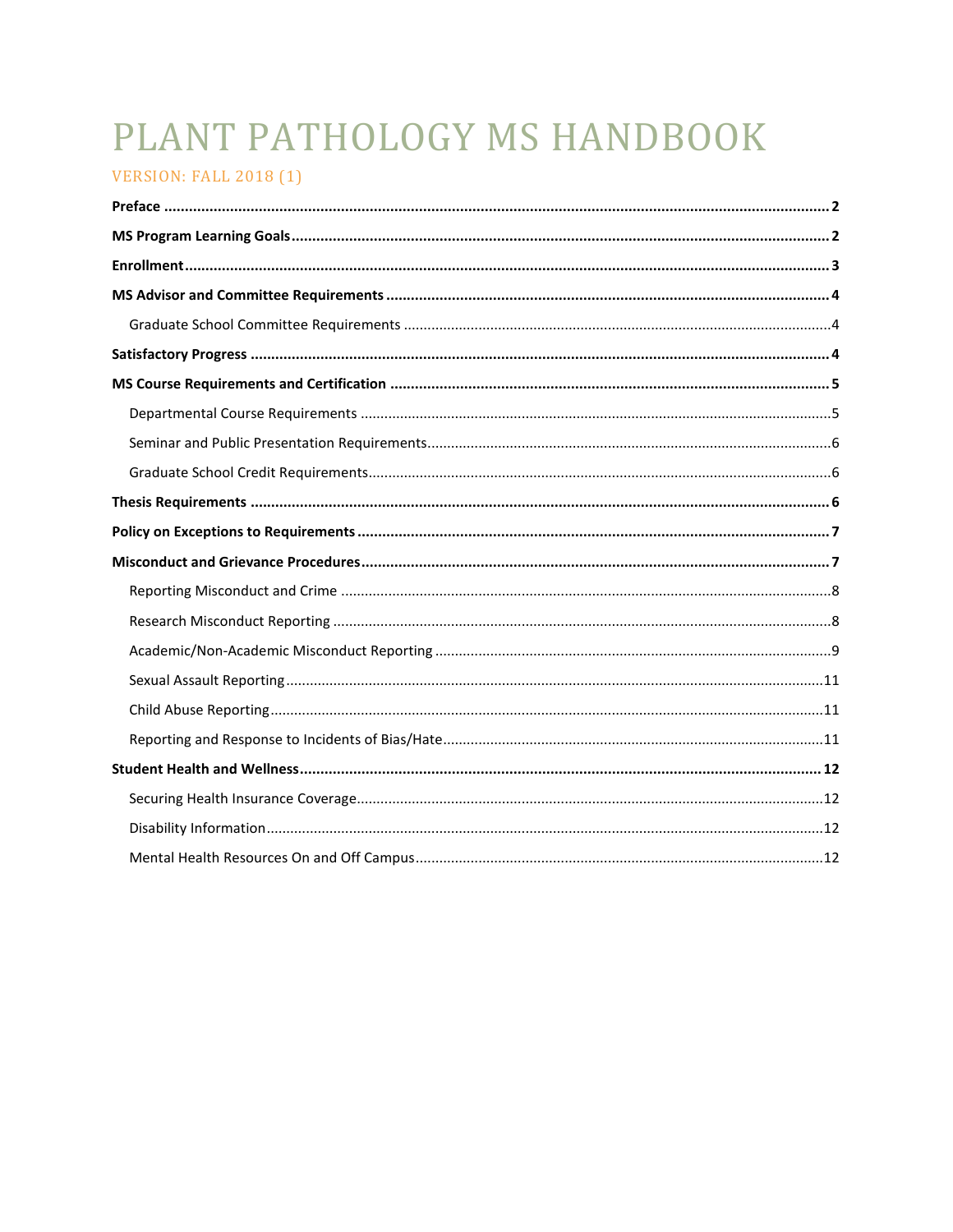# PLANT PATHOLOGY MS HANDBOOK

VERSION: FALL 2018 (1)

**Preface** .......... 2

**MS Program Learning Goals** .......... 2

**Enrollment** .......... 3

**MS Advisor and Committee Requirements** .......... 4

- Graduate School Committee Requirements .......... 4

**Satisfactory Progress** .......... 4

**MS Course Requirements and Certification** .......... 5

- Departmental Course Requirements .......... 5
- Seminar and Public Presentation Requirements .......... 6
- Graduate School Credit Requirements .......... 6

**Thesis Requirements** .......... 6

**Policy on Exceptions to Requirements** .......... 7

**Misconduct and Grievance Procedures** .......... 7

- Reporting Misconduct and Crime .......... 8
- Research Misconduct Reporting .......... 8
- Academic/Non-Academic Misconduct Reporting .......... 9
- Sexual Assault Reporting .......... 11
- Child Abuse Reporting .......... 11
- Reporting and Response to Incidents of Bias/Hate .......... 11

**Student Health and Wellness** .......... 12

- Securing Health Insurance Coverage .......... 12
- Disability Information .......... 12
- Mental Health Resources On and Off Campus .......... 12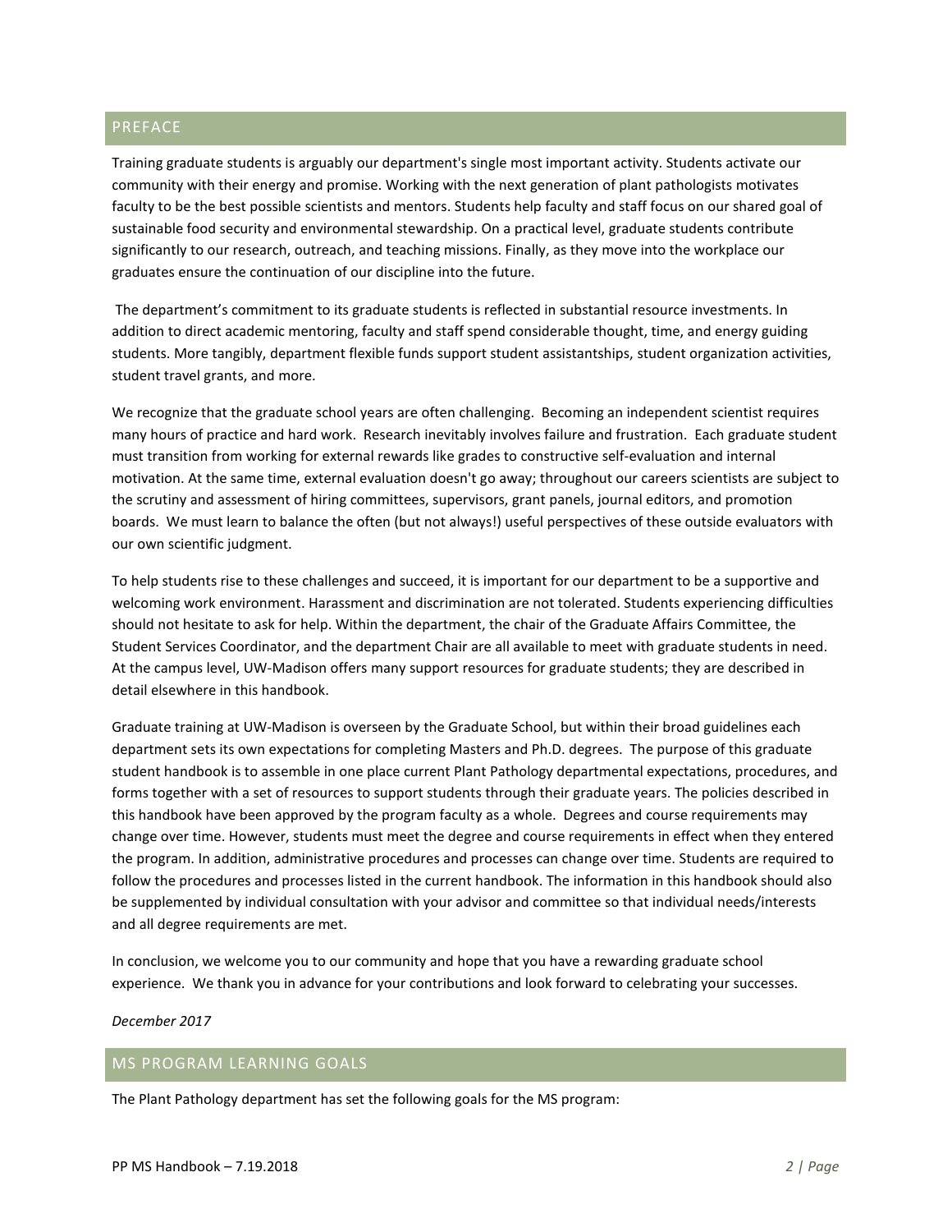## PREFACE

Training graduate students is arguably our department's single most important activity. Students activate our community with their energy and promise. Working with the next generation of plant pathologists motivates faculty to be the best possible scientists and mentors. Students help faculty and staff focus on our shared goal of sustainable food security and environmental stewardship. On a practical level, graduate students contribute significantly to our research, outreach, and teaching missions. Finally, as they move into the workplace our graduates ensure the continuation of our discipline into the future.

The department's commitment to its graduate students is reflected in substantial resource investments. In addition to direct academic mentoring, faculty and staff spend considerable thought, time, and energy guiding students. More tangibly, department flexible funds support student assistantships, student organization activities, student travel grants, and more.

We recognize that the graduate school years are often challenging. Becoming an independent scientist requires many hours of practice and hard work. Research inevitably involves failure and frustration. Each graduate student must transition from working for external rewards like grades to constructive self-evaluation and internal motivation. At the same time, external evaluation doesn't go away; throughout our careers scientists are subject to the scrutiny and assessment of hiring committees, supervisors, grant panels, journal editors, and promotion boards. We must learn to balance the often (but not always!) useful perspectives of these outside evaluators with our own scientific judgment.

To help students rise to these challenges and succeed, it is important for our department to be a supportive and welcoming work environment. Harassment and discrimination are not tolerated. Students experiencing difficulties should not hesitate to ask for help. Within the department, the chair of the Graduate Affairs Committee, the Student Services Coordinator, and the department Chair are all available to meet with graduate students in need. At the campus level, UW-Madison offers many support resources for graduate students; they are described in detail elsewhere in this handbook.

Graduate training at UW-Madison is overseen by the Graduate School, but within their broad guidelines each department sets its own expectations for completing Masters and Ph.D. degrees. The purpose of this graduate student handbook is to assemble in one place current Plant Pathology departmental expectations, procedures, and forms together with a set of resources to support students through their graduate years. The policies described in this handbook have been approved by the program faculty as a whole. Degrees and course requirements may change over time. However, students must meet the degree and course requirements in effect when they entered the program. In addition, administrative procedures and processes can change over time. Students are required to follow the procedures and processes listed in the current handbook. The information in this handbook should also be supplemented by individual consultation with your advisor and committee so that individual needs/interests and all degree requirements are met.

In conclusion, we welcome you to our community and hope that you have a rewarding graduate school experience. We thank you in advance for your contributions and look forward to celebrating your successes.

*December 2017*

## MS PROGRAM LEARNING GOALS

The Plant Pathology department has set the following goals for the MS program: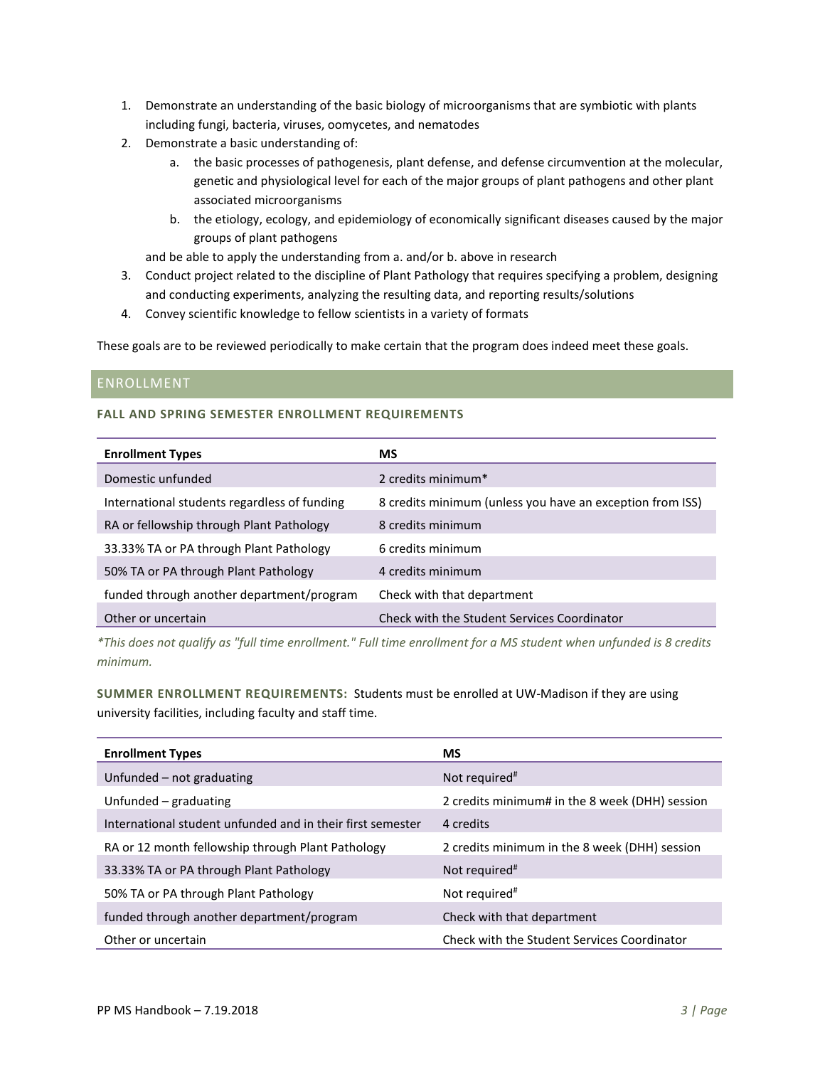1. Demonstrate an understanding of the basic biology of microorganisms that are symbiotic with plants including fungi, bacteria, viruses, oomycetes, and nematodes
2. Demonstrate a basic understanding of:
   a. the basic processes of pathogenesis, plant defense, and defense circumvention at the molecular, genetic and physiological level for each of the major groups of plant pathogens and other plant associated microorganisms
   b. the etiology, ecology, and epidemiology of economically significant diseases caused by the major groups of plant pathogens

   and be able to apply the understanding from a. and/or b. above in research
3. Conduct project related to the discipline of Plant Pathology that requires specifying a problem, designing and conducting experiments, analyzing the resulting data, and reporting results/solutions
4. Convey scientific knowledge to fellow scientists in a variety of formats

These goals are to be reviewed periodically to make certain that the program does indeed meet these goals.

## ENROLLMENT

### FALL AND SPRING SEMESTER ENROLLMENT REQUIREMENTS

| Enrollment Types | MS |
|---|---|
| Domestic unfunded | 2 credits minimum* |
| International students regardless of funding | 8 credits minimum (unless you have an exception from ISS) |
| RA or fellowship through Plant Pathology | 8 credits minimum |
| 33.33% TA or PA through Plant Pathology | 6 credits minimum |
| 50% TA or PA through Plant Pathology | 4 credits minimum |
| funded through another department/program | Check with that department |
| Other or uncertain | Check with the Student Services Coordinator |

*\*This does not qualify as "full time enrollment." Full time enrollment for a MS student when unfunded is 8 credits minimum.*

**SUMMER ENROLLMENT REQUIREMENTS:** Students must be enrolled at UW-Madison if they are using university facilities, including faculty and staff time.

| Enrollment Types | MS |
|---|---|
| Unfunded – not graduating | Not required# |
| Unfunded – graduating | 2 credits minimum# in the 8 week (DHH) session |
| International student unfunded and in their first semester | 4 credits |
| RA or 12 month fellowship through Plant Pathology | 2 credits minimum in the 8 week (DHH) session |
| 33.33% TA or PA through Plant Pathology | Not required# |
| 50% TA or PA through Plant Pathology | Not required# |
| funded through another department/program | Check with that department |
| Other or uncertain | Check with the Student Services Coordinator |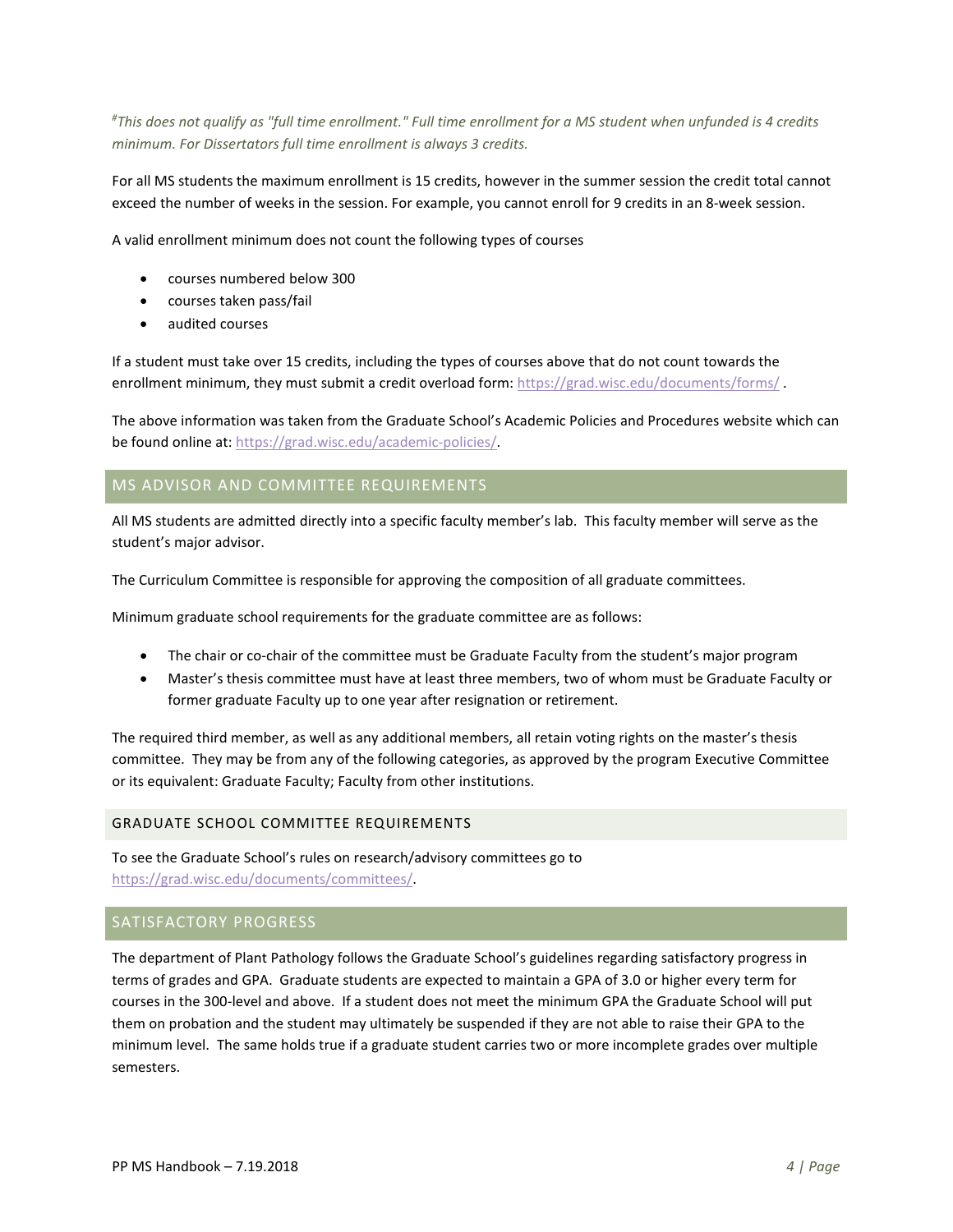*[#]This does not qualify as "full time enrollment." Full time enrollment for a MS student when unfunded is 4 credits minimum. For Dissertators full time enrollment is always 3 credits.*

For all MS students the maximum enrollment is 15 credits, however in the summer session the credit total cannot exceed the number of weeks in the session. For example, you cannot enroll for 9 credits in an 8-week session.

A valid enrollment minimum does not count the following types of courses

- courses numbered below 300
- courses taken pass/fail
- audited courses

If a student must take over 15 credits, including the types of courses above that do not count towards the enrollment minimum, they must submit a credit overload form: https://grad.wisc.edu/documents/forms/ .

The above information was taken from the Graduate School's Academic Policies and Procedures website which can be found online at: https://grad.wisc.edu/academic-policies/.

## MS ADVISOR AND COMMITTEE REQUIREMENTS

All MS students are admitted directly into a specific faculty member's lab. This faculty member will serve as the student's major advisor.

The Curriculum Committee is responsible for approving the composition of all graduate committees.

Minimum graduate school requirements for the graduate committee are as follows:

- The chair or co-chair of the committee must be Graduate Faculty from the student's major program
- Master's thesis committee must have at least three members, two of whom must be Graduate Faculty or former graduate Faculty up to one year after resignation or retirement.

The required third member, as well as any additional members, all retain voting rights on the master's thesis committee. They may be from any of the following categories, as approved by the program Executive Committee or its equivalent: Graduate Faculty; Faculty from other institutions.

### GRADUATE SCHOOL COMMITTEE REQUIREMENTS

To see the Graduate School's rules on research/advisory committees go to https://grad.wisc.edu/documents/committees/.

## SATISFACTORY PROGRESS

The department of Plant Pathology follows the Graduate School's guidelines regarding satisfactory progress in terms of grades and GPA. Graduate students are expected to maintain a GPA of 3.0 or higher every term for courses in the 300-level and above. If a student does not meet the minimum GPA the Graduate School will put them on probation and the student may ultimately be suspended if they are not able to raise their GPA to the minimum level. The same holds true if a graduate student carries two or more incomplete grades over multiple semesters.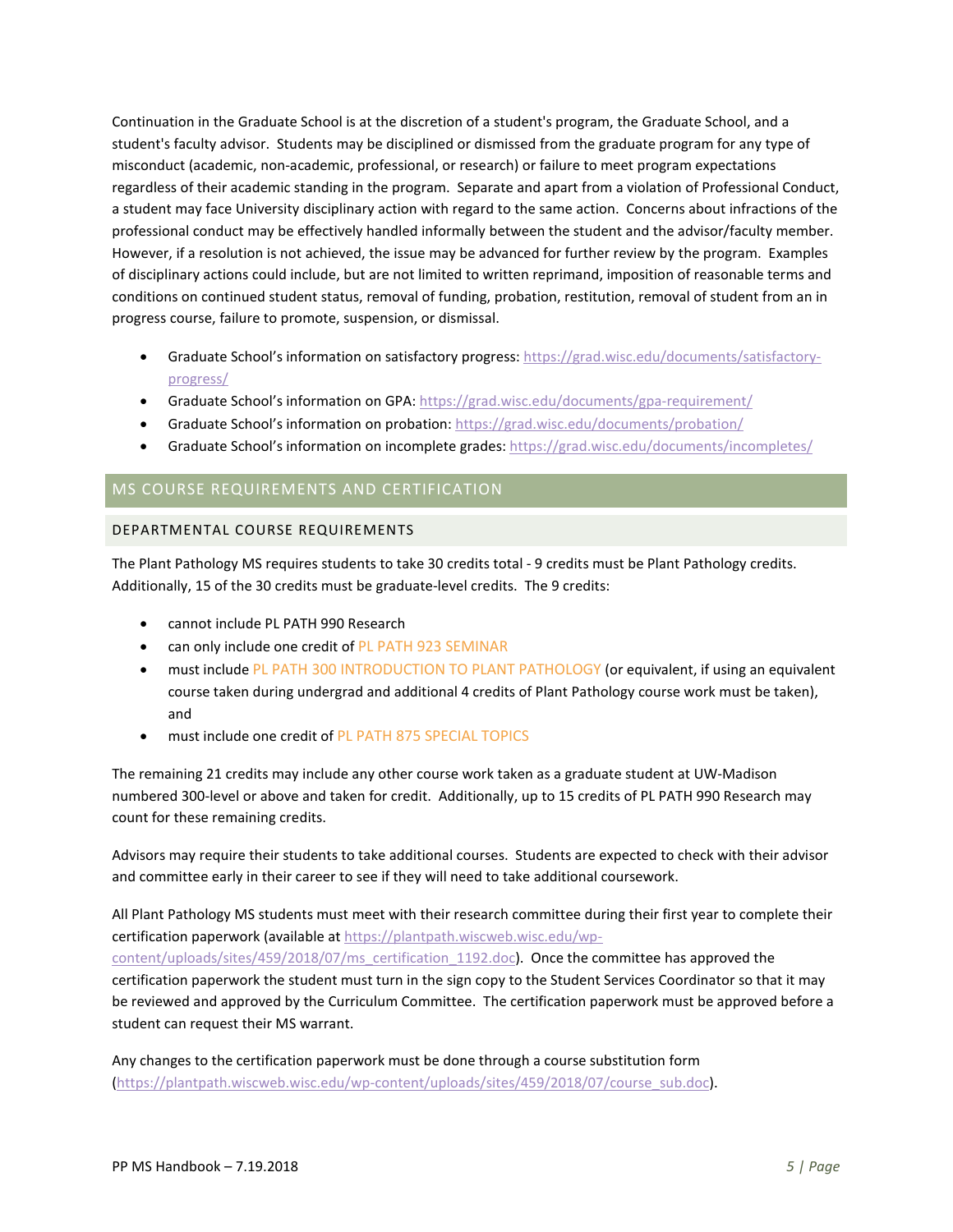Continuation in the Graduate School is at the discretion of a student's program, the Graduate School, and a student's faculty advisor. Students may be disciplined or dismissed from the graduate program for any type of misconduct (academic, non-academic, professional, or research) or failure to meet program expectations regardless of their academic standing in the program. Separate and apart from a violation of Professional Conduct, a student may face University disciplinary action with regard to the same action. Concerns about infractions of the professional conduct may be effectively handled informally between the student and the advisor/faculty member. However, if a resolution is not achieved, the issue may be advanced for further review by the program. Examples of disciplinary actions could include, but are not limited to written reprimand, imposition of reasonable terms and conditions on continued student status, removal of funding, probation, restitution, removal of student from an in progress course, failure to promote, suspension, or dismissal.

- Graduate School's information on satisfactory progress: https://grad.wisc.edu/documents/satisfactory-progress/
- Graduate School's information on GPA: https://grad.wisc.edu/documents/gpa-requirement/
- Graduate School's information on probation: https://grad.wisc.edu/documents/probation/
- Graduate School's information on incomplete grades: https://grad.wisc.edu/documents/incompletes/

## MS COURSE REQUIREMENTS AND CERTIFICATION

### DEPARTMENTAL COURSE REQUIREMENTS

The Plant Pathology MS requires students to take 30 credits total - 9 credits must be Plant Pathology credits. Additionally, 15 of the 30 credits must be graduate-level credits. The 9 credits:

- cannot include PL PATH 990 Research
- can only include one credit of PL PATH 923 SEMINAR
- must include PL PATH 300 INTRODUCTION TO PLANT PATHOLOGY (or equivalent, if using an equivalent course taken during undergrad and additional 4 credits of Plant Pathology course work must be taken), and
- must include one credit of PL PATH 875 SPECIAL TOPICS

The remaining 21 credits may include any other course work taken as a graduate student at UW-Madison numbered 300-level or above and taken for credit. Additionally, up to 15 credits of PL PATH 990 Research may count for these remaining credits.

Advisors may require their students to take additional courses. Students are expected to check with their advisor and committee early in their career to see if they will need to take additional coursework.

All Plant Pathology MS students must meet with their research committee during their first year to complete their certification paperwork (available at https://plantpath.wiscweb.wisc.edu/wp-content/uploads/sites/459/2018/07/ms_certification_1192.doc). Once the committee has approved the certification paperwork the student must turn in the sign copy to the Student Services Coordinator so that it may be reviewed and approved by the Curriculum Committee. The certification paperwork must be approved before a student can request their MS warrant.

Any changes to the certification paperwork must be done through a course substitution form (https://plantpath.wiscweb.wisc.edu/wp-content/uploads/sites/459/2018/07/course_sub.doc).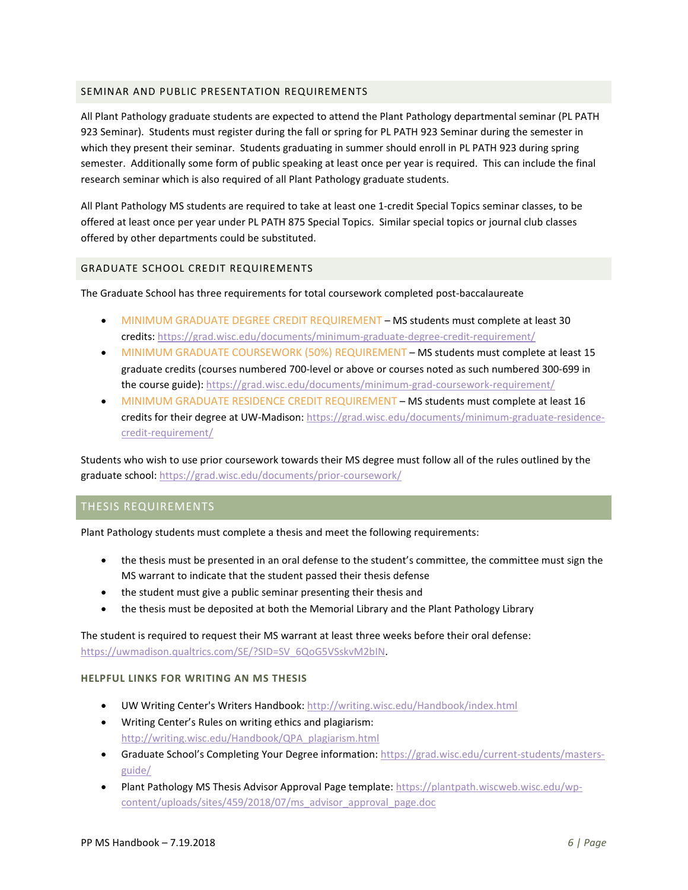## SEMINAR AND PUBLIC PRESENTATION REQUIREMENTS

All Plant Pathology graduate students are expected to attend the Plant Pathology departmental seminar (PL PATH 923 Seminar). Students must register during the fall or spring for PL PATH 923 Seminar during the semester in which they present their seminar. Students graduating in summer should enroll in PL PATH 923 during spring semester. Additionally some form of public speaking at least once per year is required. This can include the final research seminar which is also required of all Plant Pathology graduate students.

All Plant Pathology MS students are required to take at least one 1-credit Special Topics seminar classes, to be offered at least once per year under PL PATH 875 Special Topics. Similar special topics or journal club classes offered by other departments could be substituted.

## GRADUATE SCHOOL CREDIT REQUIREMENTS

The Graduate School has three requirements for total coursework completed post-baccalaureate

- MINIMUM GRADUATE DEGREE CREDIT REQUIREMENT – MS students must complete at least 30 credits: https://grad.wisc.edu/documents/minimum-graduate-degree-credit-requirement/
- MINIMUM GRADUATE COURSEWORK (50%) REQUIREMENT – MS students must complete at least 15 graduate credits (courses numbered 700-level or above or courses noted as such numbered 300-699 in the course guide): https://grad.wisc.edu/documents/minimum-grad-coursework-requirement/
- MINIMUM GRADUATE RESIDENCE CREDIT REQUIREMENT – MS students must complete at least 16 credits for their degree at UW-Madison: https://grad.wisc.edu/documents/minimum-graduate-residence-credit-requirement/

Students who wish to use prior coursework towards their MS degree must follow all of the rules outlined by the graduate school: https://grad.wisc.edu/documents/prior-coursework/

# THESIS REQUIREMENTS

Plant Pathology students must complete a thesis and meet the following requirements:

- the thesis must be presented in an oral defense to the student's committee, the committee must sign the MS warrant to indicate that the student passed their thesis defense
- the student must give a public seminar presenting their thesis and
- the thesis must be deposited at both the Memorial Library and the Plant Pathology Library

The student is required to request their MS warrant at least three weeks before their oral defense: https://uwmadison.qualtrics.com/SE/?SID=SV_6QoG5VSskvM2bIN.

### HELPFUL LINKS FOR WRITING AN MS THESIS

- UW Writing Center's Writers Handbook: http://writing.wisc.edu/Handbook/index.html
- Writing Center's Rules on writing ethics and plagiarism: http://writing.wisc.edu/Handbook/QPA_plagiarism.html
- Graduate School's Completing Your Degree information: https://grad.wisc.edu/current-students/masters-guide/
- Plant Pathology MS Thesis Advisor Approval Page template: https://plantpath.wiscweb.wisc.edu/wp-content/uploads/sites/459/2018/07/ms_advisor_approval_page.doc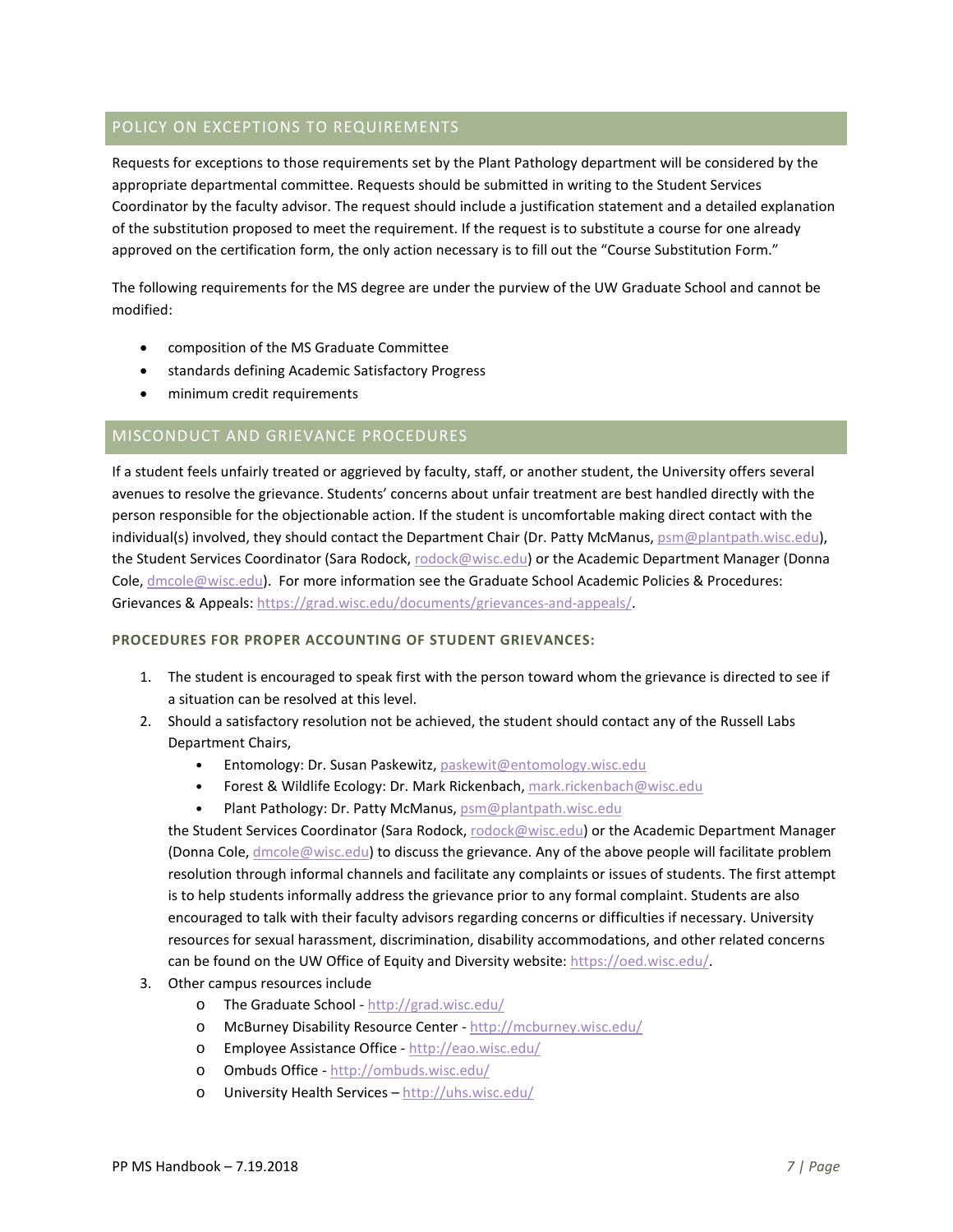## POLICY ON EXCEPTIONS TO REQUIREMENTS

Requests for exceptions to those requirements set by the Plant Pathology department will be considered by the appropriate departmental committee. Requests should be submitted in writing to the Student Services Coordinator by the faculty advisor. The request should include a justification statement and a detailed explanation of the substitution proposed to meet the requirement. If the request is to substitute a course for one already approved on the certification form, the only action necessary is to fill out the "Course Substitution Form."

The following requirements for the MS degree are under the purview of the UW Graduate School and cannot be modified:

- composition of the MS Graduate Committee
- standards defining Academic Satisfactory Progress
- minimum credit requirements

## MISCONDUCT AND GRIEVANCE PROCEDURES

If a student feels unfairly treated or aggrieved by faculty, staff, or another student, the University offers several avenues to resolve the grievance. Students' concerns about unfair treatment are best handled directly with the person responsible for the objectionable action. If the student is uncomfortable making direct contact with the individual(s) involved, they should contact the Department Chair (Dr. Patty McManus, psm@plantpath.wisc.edu), the Student Services Coordinator (Sara Rodock, rodock@wisc.edu) or the Academic Department Manager (Donna Cole, dmcole@wisc.edu). For more information see the Graduate School Academic Policies & Procedures: Grievances & Appeals: https://grad.wisc.edu/documents/grievances-and-appeals/.

### PROCEDURES FOR PROPER ACCOUNTING OF STUDENT GRIEVANCES:

1. The student is encouraged to speak first with the person toward whom the grievance is directed to see if a situation can be resolved at this level.
2. Should a satisfactory resolution not be achieved, the student should contact any of the Russell Labs Department Chairs,
   - Entomology: Dr. Susan Paskewitz, paskewit@entomology.wisc.edu
   - Forest & Wildlife Ecology: Dr. Mark Rickenbach, mark.rickenbach@wisc.edu
   - Plant Pathology: Dr. Patty McManus, psm@plantpath.wisc.edu

   the Student Services Coordinator (Sara Rodock, rodock@wisc.edu) or the Academic Department Manager (Donna Cole, dmcole@wisc.edu) to discuss the grievance. Any of the above people will facilitate problem resolution through informal channels and facilitate any complaints or issues of students. The first attempt is to help students informally address the grievance prior to any formal complaint. Students are also encouraged to talk with their faculty advisors regarding concerns or difficulties if necessary. University resources for sexual harassment, discrimination, disability accommodations, and other related concerns can be found on the UW Office of Equity and Diversity website: https://oed.wisc.edu/.
3. Other campus resources include
   - The Graduate School - http://grad.wisc.edu/
   - McBurney Disability Resource Center - http://mcburney.wisc.edu/
   - Employee Assistance Office - http://eao.wisc.edu/
   - Ombuds Office - http://ombuds.wisc.edu/
   - University Health Services – http://uhs.wisc.edu/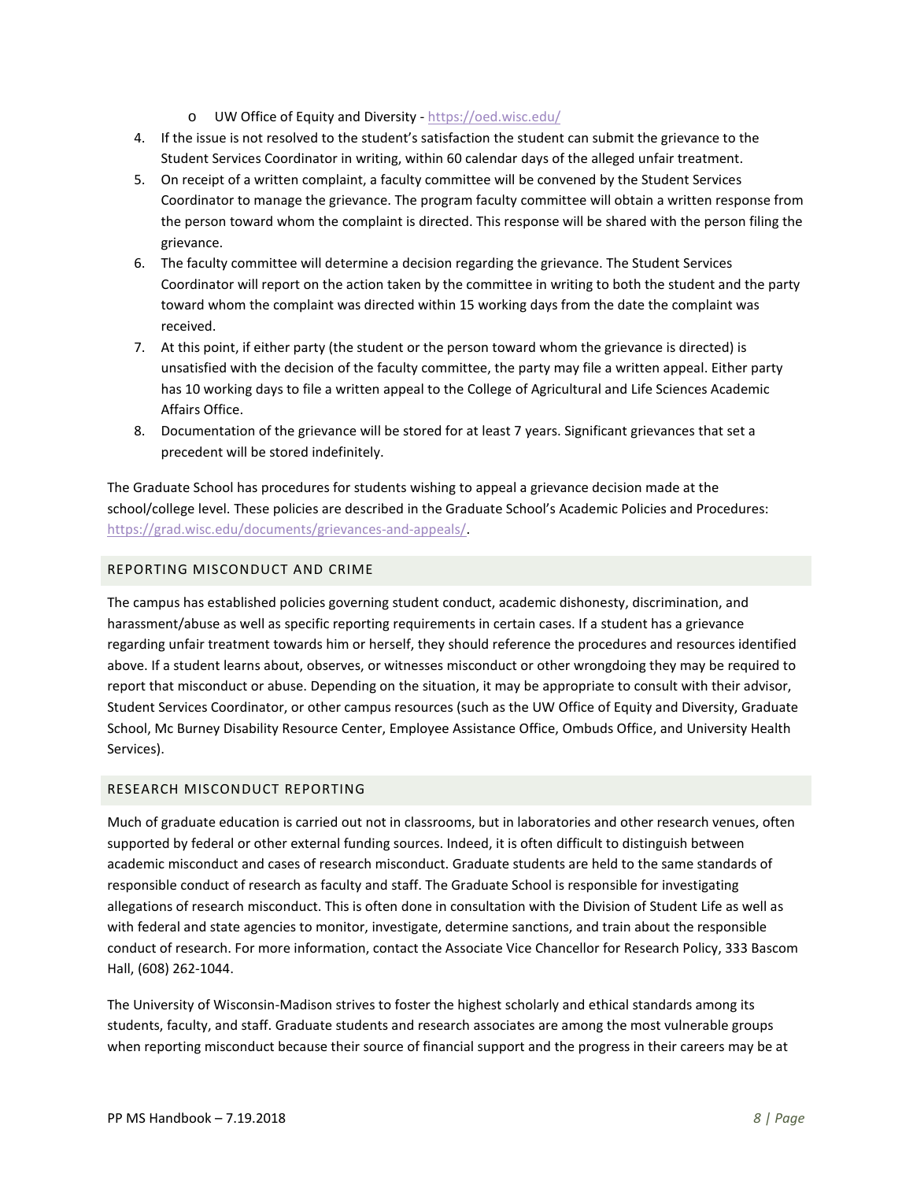- UW Office of Equity and Diversity - https://oed.wisc.edu/

4. If the issue is not resolved to the student's satisfaction the student can submit the grievance to the Student Services Coordinator in writing, within 60 calendar days of the alleged unfair treatment.
5. On receipt of a written complaint, a faculty committee will be convened by the Student Services Coordinator to manage the grievance. The program faculty committee will obtain a written response from the person toward whom the complaint is directed. This response will be shared with the person filing the grievance.
6. The faculty committee will determine a decision regarding the grievance. The Student Services Coordinator will report on the action taken by the committee in writing to both the student and the party toward whom the complaint was directed within 15 working days from the date the complaint was received.
7. At this point, if either party (the student or the person toward whom the grievance is directed) is unsatisfied with the decision of the faculty committee, the party may file a written appeal. Either party has 10 working days to file a written appeal to the College of Agricultural and Life Sciences Academic Affairs Office.
8. Documentation of the grievance will be stored for at least 7 years. Significant grievances that set a precedent will be stored indefinitely.

The Graduate School has procedures for students wishing to appeal a grievance decision made at the school/college level. These policies are described in the Graduate School's Academic Policies and Procedures: https://grad.wisc.edu/documents/grievances-and-appeals/.

## REPORTING MISCONDUCT AND CRIME

The campus has established policies governing student conduct, academic dishonesty, discrimination, and harassment/abuse as well as specific reporting requirements in certain cases. If a student has a grievance regarding unfair treatment towards him or herself, they should reference the procedures and resources identified above. If a student learns about, observes, or witnesses misconduct or other wrongdoing they may be required to report that misconduct or abuse. Depending on the situation, it may be appropriate to consult with their advisor, Student Services Coordinator, or other campus resources (such as the UW Office of Equity and Diversity, Graduate School, Mc Burney Disability Resource Center, Employee Assistance Office, Ombuds Office, and University Health Services).

## RESEARCH MISCONDUCT REPORTING

Much of graduate education is carried out not in classrooms, but in laboratories and other research venues, often supported by federal or other external funding sources. Indeed, it is often difficult to distinguish between academic misconduct and cases of research misconduct. Graduate students are held to the same standards of responsible conduct of research as faculty and staff. The Graduate School is responsible for investigating allegations of research misconduct. This is often done in consultation with the Division of Student Life as well as with federal and state agencies to monitor, investigate, determine sanctions, and train about the responsible conduct of research. For more information, contact the Associate Vice Chancellor for Research Policy, 333 Bascom Hall, (608) 262-1044.

The University of Wisconsin-Madison strives to foster the highest scholarly and ethical standards among its students, faculty, and staff. Graduate students and research associates are among the most vulnerable groups when reporting misconduct because their source of financial support and the progress in their careers may be at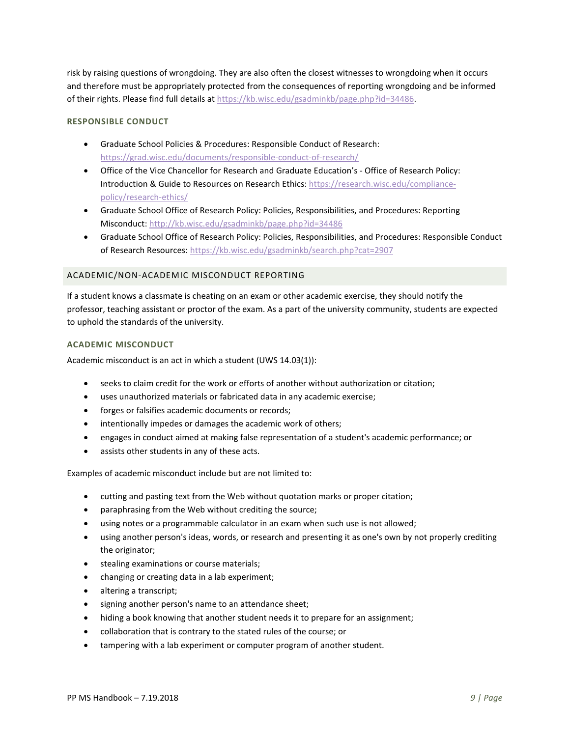risk by raising questions of wrongdoing. They are also often the closest witnesses to wrongdoing when it occurs and therefore must be appropriately protected from the consequences of reporting wrongdoing and be informed of their rights. Please find full details at https://kb.wisc.edu/gsadminkb/page.php?id=34486.

### RESPONSIBLE CONDUCT

- Graduate School Policies & Procedures: Responsible Conduct of Research: https://grad.wisc.edu/documents/responsible-conduct-of-research/
- Office of the Vice Chancellor for Research and Graduate Education's - Office of Research Policy: Introduction & Guide to Resources on Research Ethics: https://research.wisc.edu/compliance-policy/research-ethics/
- Graduate School Office of Research Policy: Policies, Responsibilities, and Procedures: Reporting Misconduct: http://kb.wisc.edu/gsadminkb/page.php?id=34486
- Graduate School Office of Research Policy: Policies, Responsibilities, and Procedures: Responsible Conduct of Research Resources: https://kb.wisc.edu/gsadminkb/search.php?cat=2907

## ACADEMIC/NON-ACADEMIC MISCONDUCT REPORTING

If a student knows a classmate is cheating on an exam or other academic exercise, they should notify the professor, teaching assistant or proctor of the exam. As a part of the university community, students are expected to uphold the standards of the university.

### ACADEMIC MISCONDUCT

Academic misconduct is an act in which a student (UWS 14.03(1)):

- seeks to claim credit for the work or efforts of another without authorization or citation;
- uses unauthorized materials or fabricated data in any academic exercise;
- forges or falsifies academic documents or records;
- intentionally impedes or damages the academic work of others;
- engages in conduct aimed at making false representation of a student's academic performance; or
- assists other students in any of these acts.

Examples of academic misconduct include but are not limited to:

- cutting and pasting text from the Web without quotation marks or proper citation;
- paraphrasing from the Web without crediting the source;
- using notes or a programmable calculator in an exam when such use is not allowed;
- using another person's ideas, words, or research and presenting it as one's own by not properly crediting the originator;
- stealing examinations or course materials;
- changing or creating data in a lab experiment;
- altering a transcript;
- signing another person's name to an attendance sheet;
- hiding a book knowing that another student needs it to prepare for an assignment;
- collaboration that is contrary to the stated rules of the course; or
- tampering with a lab experiment or computer program of another student.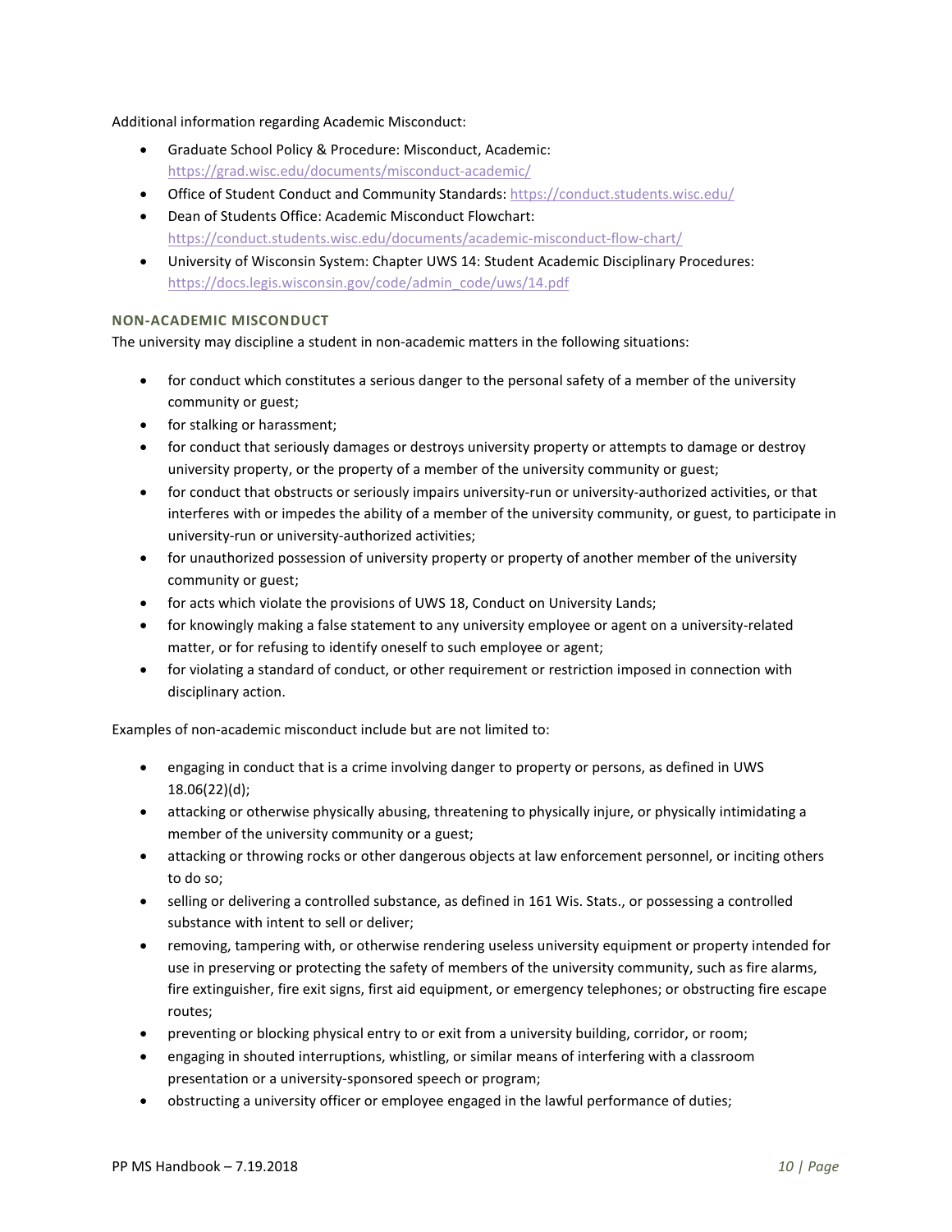Additional information regarding Academic Misconduct:

- Graduate School Policy & Procedure: Misconduct, Academic: https://grad.wisc.edu/documents/misconduct-academic/
- Office of Student Conduct and Community Standards: https://conduct.students.wisc.edu/
- Dean of Students Office: Academic Misconduct Flowchart: https://conduct.students.wisc.edu/documents/academic-misconduct-flow-chart/
- University of Wisconsin System: Chapter UWS 14: Student Academic Disciplinary Procedures: https://docs.legis.wisconsin.gov/code/admin_code/uws/14.pdf

### NON-ACADEMIC MISCONDUCT

The university may discipline a student in non-academic matters in the following situations:

- for conduct which constitutes a serious danger to the personal safety of a member of the university community or guest;
- for stalking or harassment;
- for conduct that seriously damages or destroys university property or attempts to damage or destroy university property, or the property of a member of the university community or guest;
- for conduct that obstructs or seriously impairs university-run or university-authorized activities, or that interferes with or impedes the ability of a member of the university community, or guest, to participate in university-run or university-authorized activities;
- for unauthorized possession of university property or property of another member of the university community or guest;
- for acts which violate the provisions of UWS 18, Conduct on University Lands;
- for knowingly making a false statement to any university employee or agent on a university-related matter, or for refusing to identify oneself to such employee or agent;
- for violating a standard of conduct, or other requirement or restriction imposed in connection with disciplinary action.

Examples of non-academic misconduct include but are not limited to:

- engaging in conduct that is a crime involving danger to property or persons, as defined in UWS 18.06(22)(d);
- attacking or otherwise physically abusing, threatening to physically injure, or physically intimidating a member of the university community or a guest;
- attacking or throwing rocks or other dangerous objects at law enforcement personnel, or inciting others to do so;
- selling or delivering a controlled substance, as defined in 161 Wis. Stats., or possessing a controlled substance with intent to sell or deliver;
- removing, tampering with, or otherwise rendering useless university equipment or property intended for use in preserving or protecting the safety of members of the university community, such as fire alarms, fire extinguisher, fire exit signs, first aid equipment, or emergency telephones; or obstructing fire escape routes;
- preventing or blocking physical entry to or exit from a university building, corridor, or room;
- engaging in shouted interruptions, whistling, or similar means of interfering with a classroom presentation or a university-sponsored speech or program;
- obstructing a university officer or employee engaged in the lawful performance of duties;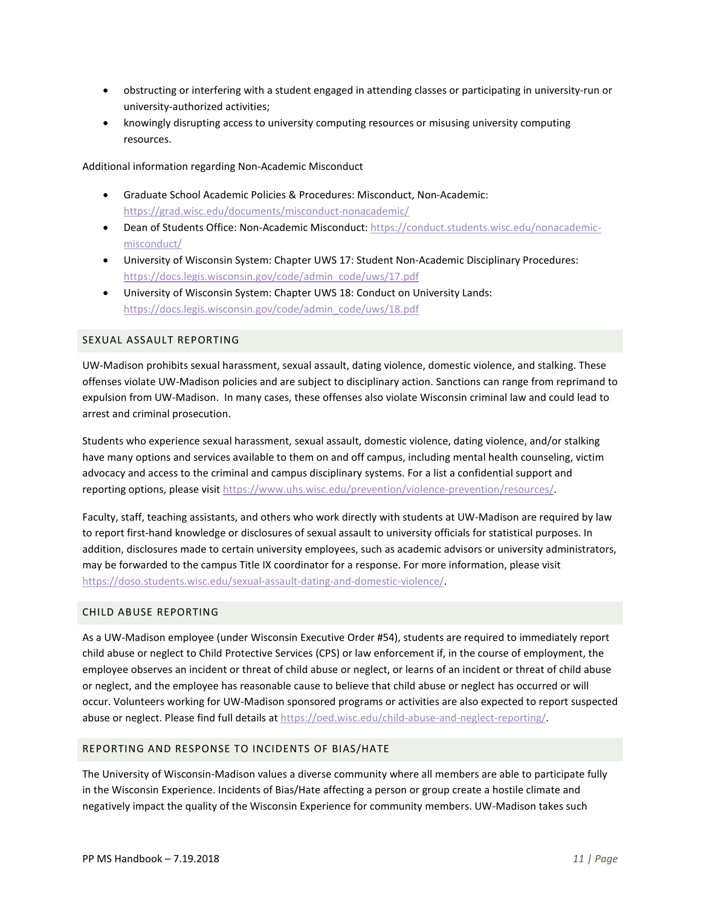- obstructing or interfering with a student engaged in attending classes or participating in university-run or university-authorized activities;
- knowingly disrupting access to university computing resources or misusing university computing resources.

Additional information regarding Non-Academic Misconduct

- Graduate School Academic Policies & Procedures: Misconduct, Non-Academic: https://grad.wisc.edu/documents/misconduct-nonacademic/
- Dean of Students Office: Non-Academic Misconduct: https://conduct.students.wisc.edu/nonacademic-misconduct/
- University of Wisconsin System: Chapter UWS 17: Student Non-Academic Disciplinary Procedures: https://docs.legis.wisconsin.gov/code/admin_code/uws/17.pdf
- University of Wisconsin System: Chapter UWS 18: Conduct on University Lands: https://docs.legis.wisconsin.gov/code/admin_code/uws/18.pdf

## SEXUAL ASSAULT REPORTING

UW-Madison prohibits sexual harassment, sexual assault, dating violence, domestic violence, and stalking. These offenses violate UW-Madison policies and are subject to disciplinary action. Sanctions can range from reprimand to expulsion from UW-Madison. In many cases, these offenses also violate Wisconsin criminal law and could lead to arrest and criminal prosecution.

Students who experience sexual harassment, sexual assault, domestic violence, dating violence, and/or stalking have many options and services available to them on and off campus, including mental health counseling, victim advocacy and access to the criminal and campus disciplinary systems. For a list a confidential support and reporting options, please visit https://www.uhs.wisc.edu/prevention/violence-prevention/resources/.

Faculty, staff, teaching assistants, and others who work directly with students at UW-Madison are required by law to report first-hand knowledge or disclosures of sexual assault to university officials for statistical purposes. In addition, disclosures made to certain university employees, such as academic advisors or university administrators, may be forwarded to the campus Title IX coordinator for a response. For more information, please visit https://doso.students.wisc.edu/sexual-assault-dating-and-domestic-violence/.

## CHILD ABUSE REPORTING

As a UW-Madison employee (under Wisconsin Executive Order #54), students are required to immediately report child abuse or neglect to Child Protective Services (CPS) or law enforcement if, in the course of employment, the employee observes an incident or threat of child abuse or neglect, or learns of an incident or threat of child abuse or neglect, and the employee has reasonable cause to believe that child abuse or neglect has occurred or will occur. Volunteers working for UW-Madison sponsored programs or activities are also expected to report suspected abuse or neglect. Please find full details at https://oed.wisc.edu/child-abuse-and-neglect-reporting/.

## REPORTING AND RESPONSE TO INCIDENTS OF BIAS/HATE

The University of Wisconsin-Madison values a diverse community where all members are able to participate fully in the Wisconsin Experience. Incidents of Bias/Hate affecting a person or group create a hostile climate and negatively impact the quality of the Wisconsin Experience for community members. UW-Madison takes such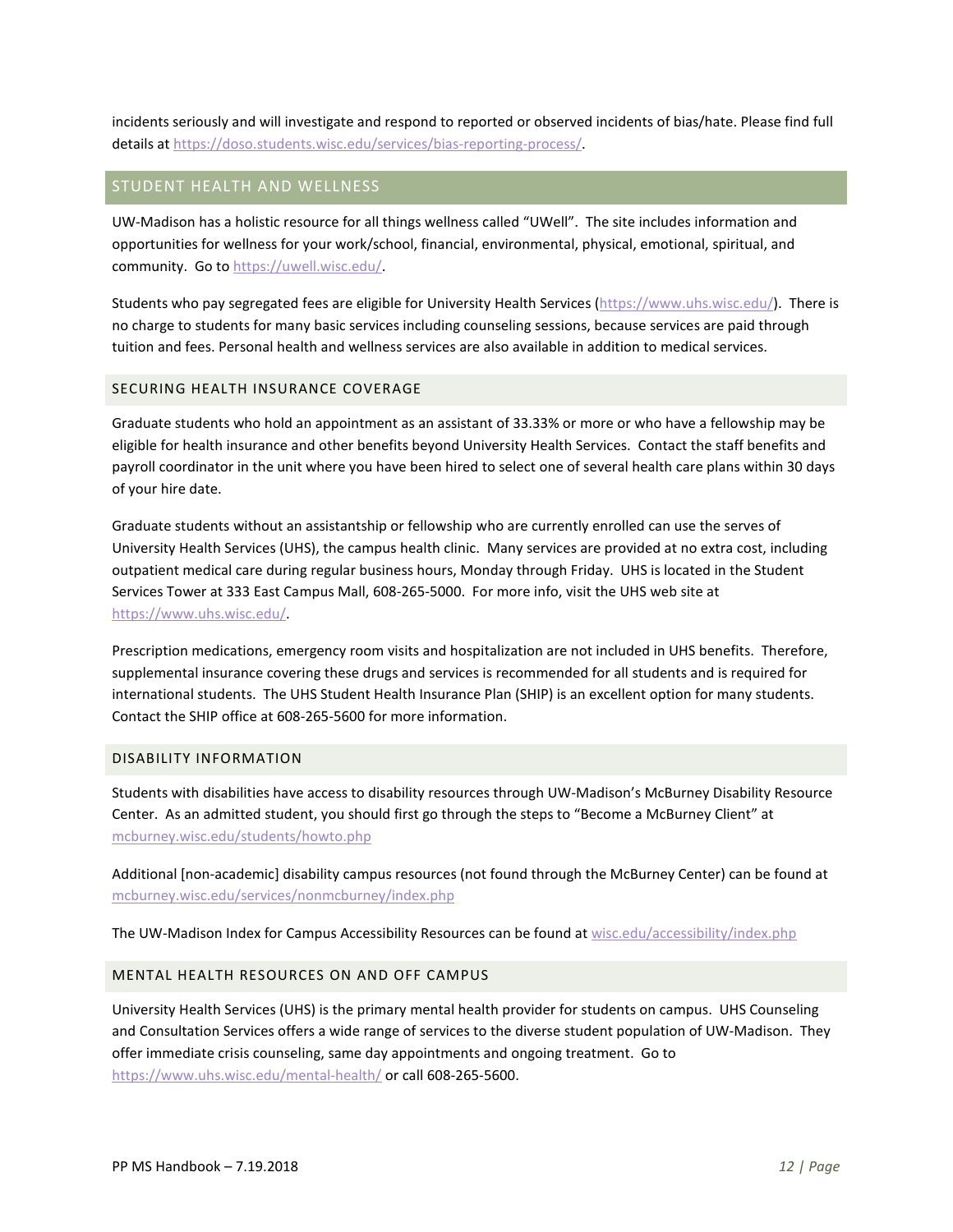incidents seriously and will investigate and respond to reported or observed incidents of bias/hate. Please find full details at https://doso.students.wisc.edu/services/bias-reporting-process/.

## STUDENT HEALTH AND WELLNESS

UW-Madison has a holistic resource for all things wellness called "UWell". The site includes information and opportunities for wellness for your work/school, financial, environmental, physical, emotional, spiritual, and community. Go to https://uwell.wisc.edu/.

Students who pay segregated fees are eligible for University Health Services (https://www.uhs.wisc.edu/). There is no charge to students for many basic services including counseling sessions, because services are paid through tuition and fees. Personal health and wellness services are also available in addition to medical services.

### SECURING HEALTH INSURANCE COVERAGE

Graduate students who hold an appointment as an assistant of 33.33% or more or who have a fellowship may be eligible for health insurance and other benefits beyond University Health Services. Contact the staff benefits and payroll coordinator in the unit where you have been hired to select one of several health care plans within 30 days of your hire date.

Graduate students without an assistantship or fellowship who are currently enrolled can use the serves of University Health Services (UHS), the campus health clinic. Many services are provided at no extra cost, including outpatient medical care during regular business hours, Monday through Friday. UHS is located in the Student Services Tower at 333 East Campus Mall, 608-265-5000. For more info, visit the UHS web site at https://www.uhs.wisc.edu/.

Prescription medications, emergency room visits and hospitalization are not included in UHS benefits. Therefore, supplemental insurance covering these drugs and services is recommended for all students and is required for international students. The UHS Student Health Insurance Plan (SHIP) is an excellent option for many students. Contact the SHIP office at 608-265-5600 for more information.

### DISABILITY INFORMATION

Students with disabilities have access to disability resources through UW-Madison's McBurney Disability Resource Center. As an admitted student, you should first go through the steps to "Become a McBurney Client" at mcburney.wisc.edu/students/howto.php

Additional [non-academic] disability campus resources (not found through the McBurney Center) can be found at mcburney.wisc.edu/services/nonmcburney/index.php

The UW-Madison Index for Campus Accessibility Resources can be found at wisc.edu/accessibility/index.php

### MENTAL HEALTH RESOURCES ON AND OFF CAMPUS

University Health Services (UHS) is the primary mental health provider for students on campus. UHS Counseling and Consultation Services offers a wide range of services to the diverse student population of UW-Madison. They offer immediate crisis counseling, same day appointments and ongoing treatment. Go to https://www.uhs.wisc.edu/mental-health/ or call 608-265-5600.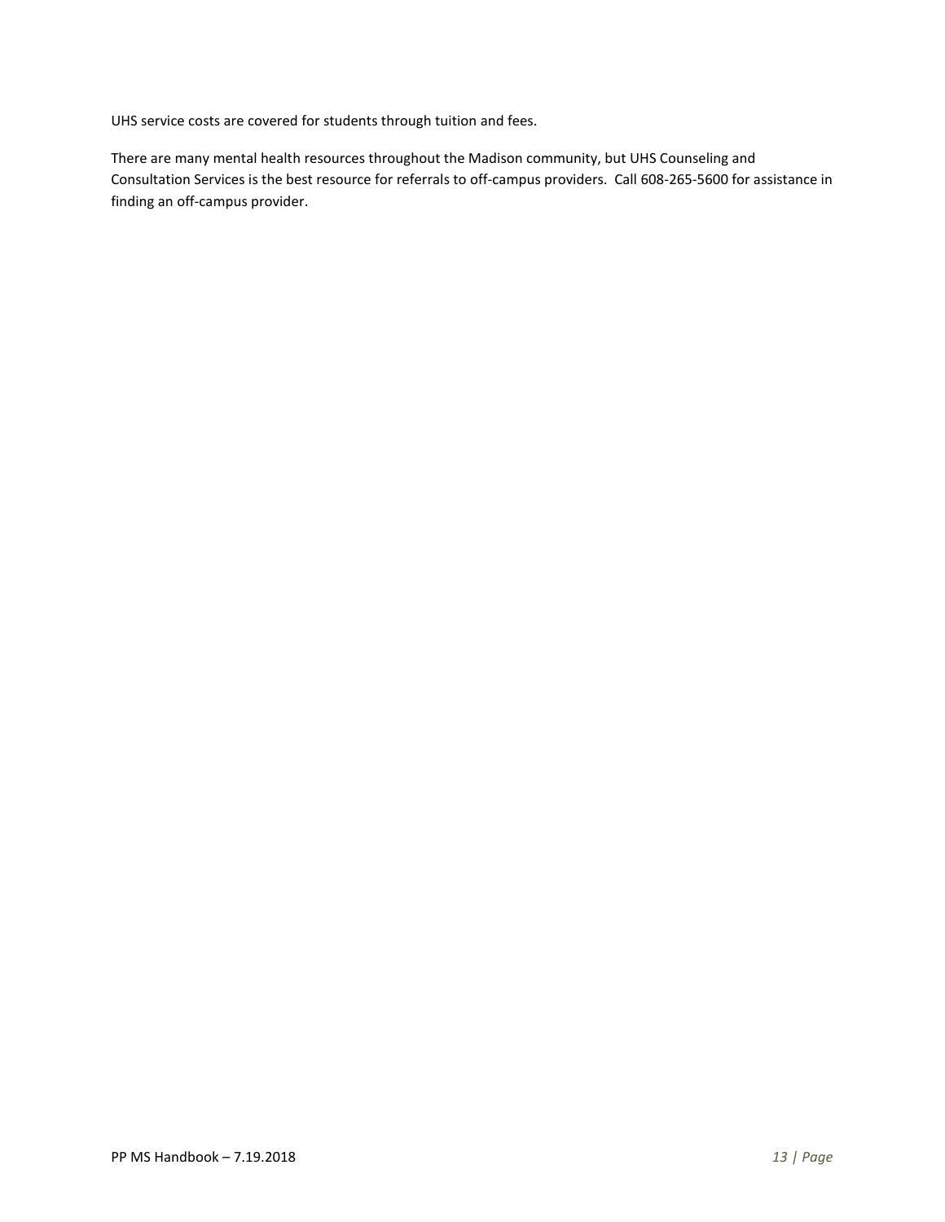UHS service costs are covered for students through tuition and fees.

There are many mental health resources throughout the Madison community, but UHS Counseling and Consultation Services is the best resource for referrals to off-campus providers. Call 608-265-5600 for assistance in finding an off-campus provider.